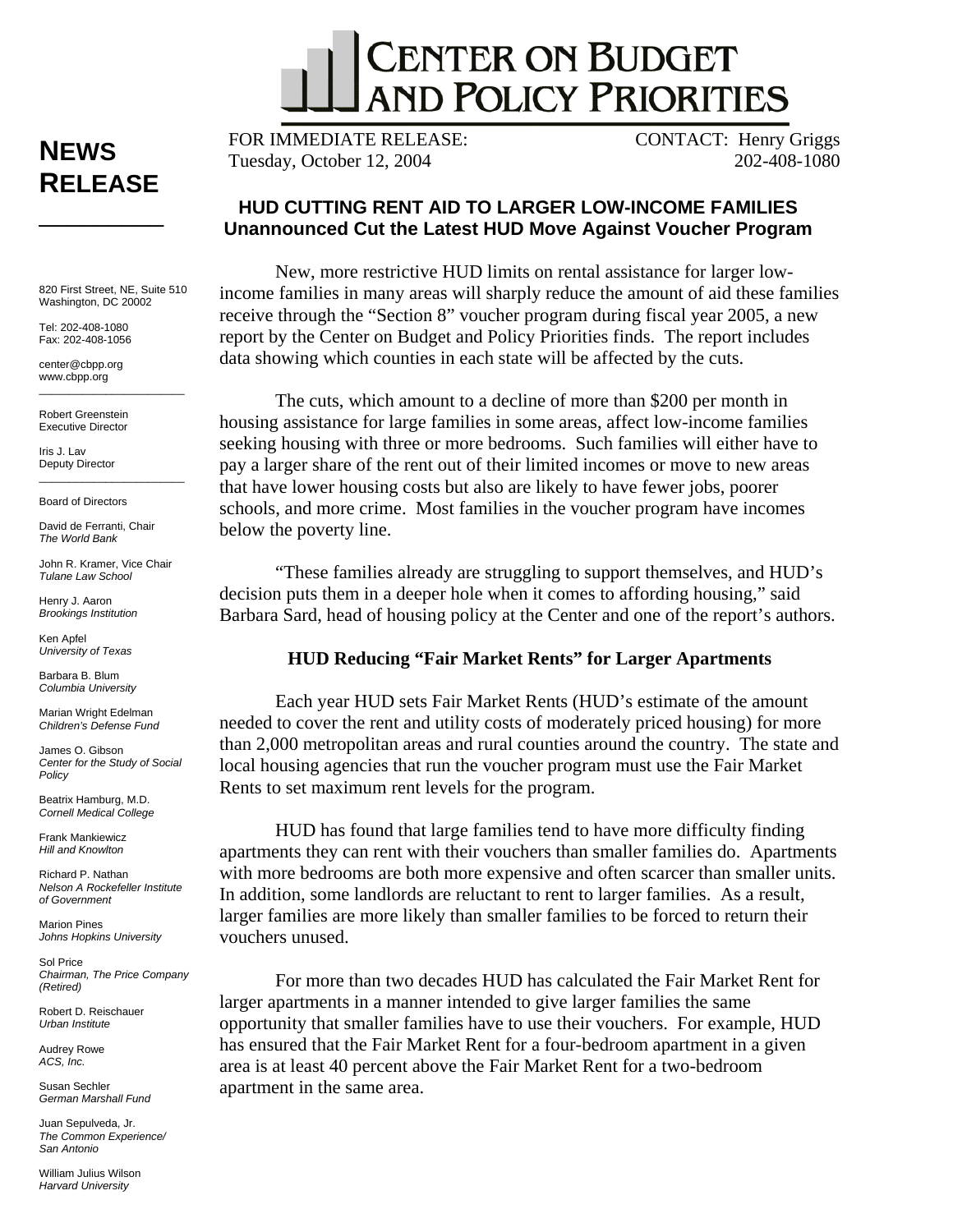# CENTER ON BUDGET AND POLICY PRIORITIES

# NEWS RELEASE

820 First Street, NE, Suite 510
Washington, DC 20002

Tel: 202-408-1080
Fax: 202-408-1056

center@cbpp.org
www.cbpp.org

Robert Greenstein
Executive Director

Iris J. Lav
Deputy Director

Board of Directors

David de Ferranti, Chair
*The World Bank*

John R. Kramer, Vice Chair
*Tulane Law School*

Henry J. Aaron
*Brookings Institution*

Ken Apfel
*University of Texas*

Barbara B. Blum
*Columbia University*

Marian Wright Edelman
*Children's Defense Fund*

James O. Gibson
*Center for the Study of Social Policy*

Beatrix Hamburg, M.D.
*Cornell Medical College*

Frank Mankiewicz
*Hill and Knowlton*

Richard P. Nathan
*Nelson A Rockefeller Institute of Government*

Marion Pines
*Johns Hopkins University*

Sol Price
*Chairman, The Price Company (Retired)*

Robert D. Reischauer
*Urban Institute*

Audrey Rowe
*ACS, Inc.*

Susan Sechler
*German Marshall Fund*

Juan Sepulveda, Jr.
*The Common Experience/ San Antonio*

William Julius Wilson
*Harvard University*

FOR IMMEDIATE RELEASE:
Tuesday, October 12, 2004

CONTACT: Henry Griggs
202-408-1080

## HUD CUTTING RENT AID TO LARGER LOW-INCOME FAMILIES
### Unannounced Cut the Latest HUD Move Against Voucher Program

New, more restrictive HUD limits on rental assistance for larger low-income families in many areas will sharply reduce the amount of aid these families receive through the "Section 8" voucher program during fiscal year 2005, a new report by the Center on Budget and Policy Priorities finds. The report includes data showing which counties in each state will be affected by the cuts.

The cuts, which amount to a decline of more than $200 per month in housing assistance for large families in some areas, affect low-income families seeking housing with three or more bedrooms. Such families will either have to pay a larger share of the rent out of their limited incomes or move to new areas that have lower housing costs but also are likely to have fewer jobs, poorer schools, and more crime. Most families in the voucher program have incomes below the poverty line.

"These families already are struggling to support themselves, and HUD's decision puts them in a deeper hole when it comes to affording housing," said Barbara Sard, head of housing policy at the Center and one of the report's authors.

### HUD Reducing "Fair Market Rents" for Larger Apartments

Each year HUD sets Fair Market Rents (HUD's estimate of the amount needed to cover the rent and utility costs of moderately priced housing) for more than 2,000 metropolitan areas and rural counties around the country. The state and local housing agencies that run the voucher program must use the Fair Market Rents to set maximum rent levels for the program.

HUD has found that large families tend to have more difficulty finding apartments they can rent with their vouchers than smaller families do. Apartments with more bedrooms are both more expensive and often scarcer than smaller units. In addition, some landlords are reluctant to rent to larger families. As a result, larger families are more likely than smaller families to be forced to return their vouchers unused.

For more than two decades HUD has calculated the Fair Market Rent for larger apartments in a manner intended to give larger families the same opportunity that smaller families have to use their vouchers. For example, HUD has ensured that the Fair Market Rent for a four-bedroom apartment in a given area is at least 40 percent above the Fair Market Rent for a two-bedroom apartment in the same area.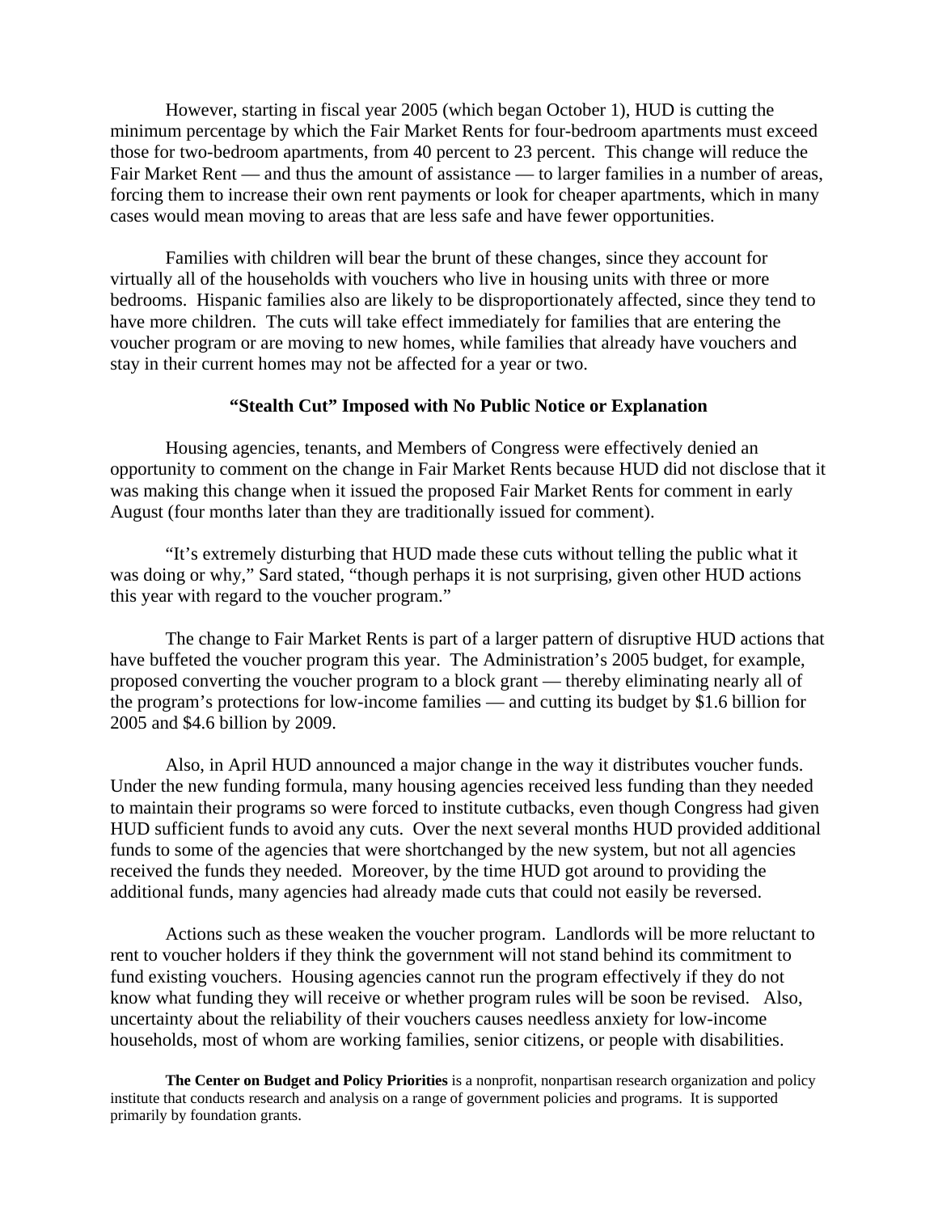However, starting in fiscal year 2005 (which began October 1), HUD is cutting the minimum percentage by which the Fair Market Rents for four-bedroom apartments must exceed those for two-bedroom apartments, from 40 percent to 23 percent. This change will reduce the Fair Market Rent — and thus the amount of assistance — to larger families in a number of areas, forcing them to increase their own rent payments or look for cheaper apartments, which in many cases would mean moving to areas that are less safe and have fewer opportunities.

Families with children will bear the brunt of these changes, since they account for virtually all of the households with vouchers who live in housing units with three or more bedrooms. Hispanic families also are likely to be disproportionately affected, since they tend to have more children. The cuts will take effect immediately for families that are entering the voucher program or are moving to new homes, while families that already have vouchers and stay in their current homes may not be affected for a year or two.

## "Stealth Cut" Imposed with No Public Notice or Explanation

Housing agencies, tenants, and Members of Congress were effectively denied an opportunity to comment on the change in Fair Market Rents because HUD did not disclose that it was making this change when it issued the proposed Fair Market Rents for comment in early August (four months later than they are traditionally issued for comment).

"It's extremely disturbing that HUD made these cuts without telling the public what it was doing or why," Sard stated, "though perhaps it is not surprising, given other HUD actions this year with regard to the voucher program."

The change to Fair Market Rents is part of a larger pattern of disruptive HUD actions that have buffeted the voucher program this year. The Administration's 2005 budget, for example, proposed converting the voucher program to a block grant — thereby eliminating nearly all of the program's protections for low-income families — and cutting its budget by $1.6 billion for 2005 and $4.6 billion by 2009.

Also, in April HUD announced a major change in the way it distributes voucher funds. Under the new funding formula, many housing agencies received less funding than they needed to maintain their programs so were forced to institute cutbacks, even though Congress had given HUD sufficient funds to avoid any cuts. Over the next several months HUD provided additional funds to some of the agencies that were shortchanged by the new system, but not all agencies received the funds they needed. Moreover, by the time HUD got around to providing the additional funds, many agencies had already made cuts that could not easily be reversed.

Actions such as these weaken the voucher program. Landlords will be more reluctant to rent to voucher holders if they think the government will not stand behind its commitment to fund existing vouchers. Housing agencies cannot run the program effectively if they do not know what funding they will receive or whether program rules will be soon be revised. Also, uncertainty about the reliability of their vouchers causes needless anxiety for low-income households, most of whom are working families, senior citizens, or people with disabilities.

**The Center on Budget and Policy Priorities** is a nonprofit, nonpartisan research organization and policy institute that conducts research and analysis on a range of government policies and programs. It is supported primarily by foundation grants.